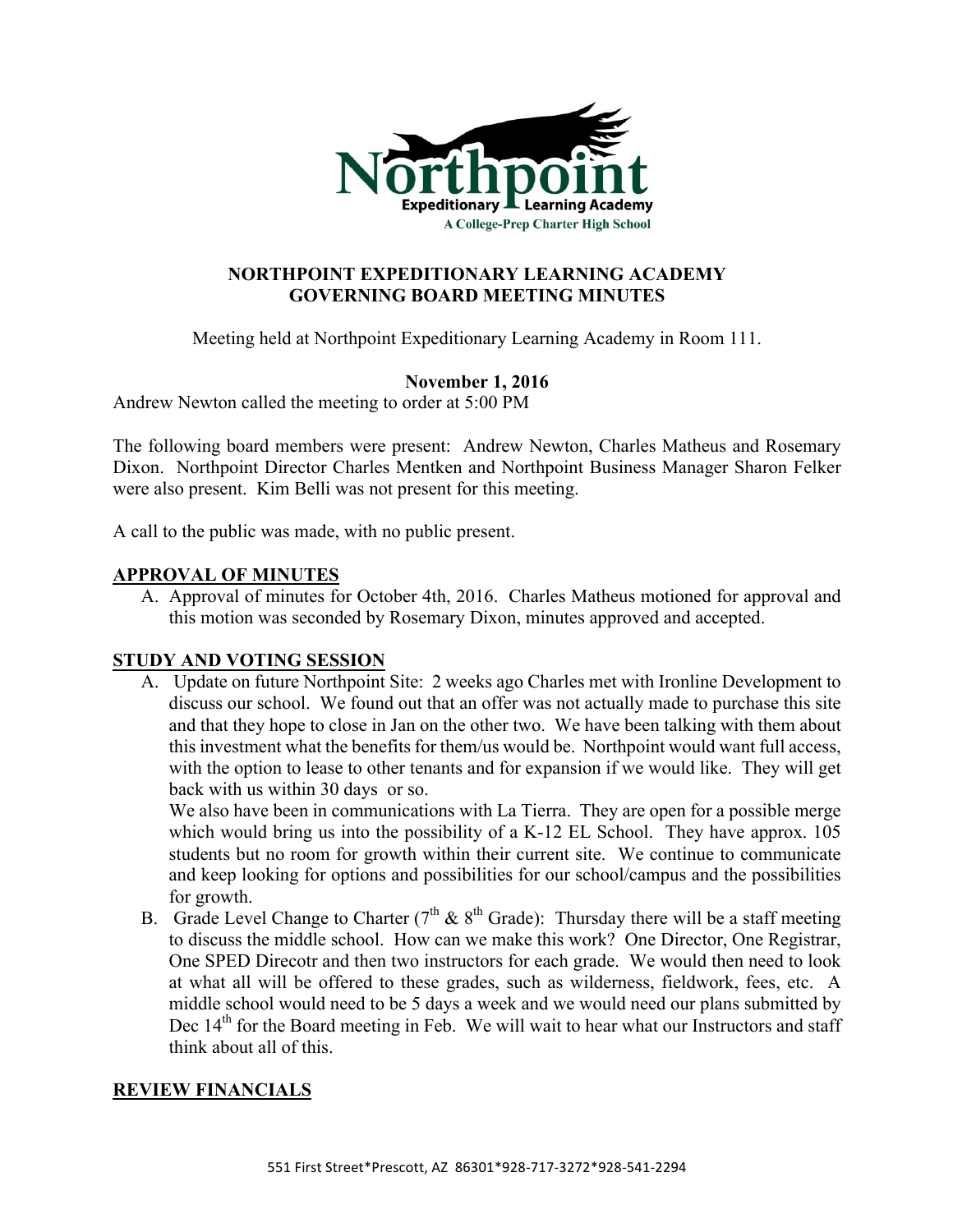# NORTHPOINT EXPEDITIONARY LEARNING ACADEMY
## GOVERNING BOARD MEETING MINUTES

Meeting held at Northpoint Expeditionary Learning Academy in Room 111.

**November 1, 2016**

Andrew Newton called the meeting to order at 5:00 PM

The following board members were present: Andrew Newton, Charles Matheus and Rosemary Dixon. Northpoint Director Charles Mentken and Northpoint Business Manager Sharon Felker were also present. Kim Belli was not present for this meeting.

A call to the public was made, with no public present.

**APPROVAL OF MINUTES**

A. Approval of minutes for October 4th, 2016. Charles Matheus motioned for approval and this motion was seconded by Rosemary Dixon, minutes approved and accepted.

**STUDY AND VOTING SESSION**

A. Update on future Northpoint Site: 2 weeks ago Charles met with Ironline Development to discuss our school. We found out that an offer was not actually made to purchase this site and that they hope to close in Jan on the other two. We have been talking with them about this investment what the benefits for them/us would be. Northpoint would want full access, with the option to lease to other tenants and for expansion if we would like. They will get back with us within 30 days or so.

   We also have been in communications with La Tierra. They are open for a possible merge which would bring us into the possibility of a K-12 EL School. They have approx. 105 students but no room for growth within their current site. We continue to communicate and keep looking for options and possibilities for our school/campus and the possibilities for growth.

B. Grade Level Change to Charter (7th & 8th Grade): Thursday there will be a staff meeting to discuss the middle school. How can we make this work? One Director, One Registrar, One SPED Direcotr and then two instructors for each grade. We would then need to look at what all will be offered to these grades, such as wilderness, fieldwork, fees, etc. A middle school would need to be 5 days a week and we would need our plans submitted by Dec 14th for the Board meeting in Feb. We will wait to hear what our Instructors and staff think about all of this.

**REVIEW FINANCIALS**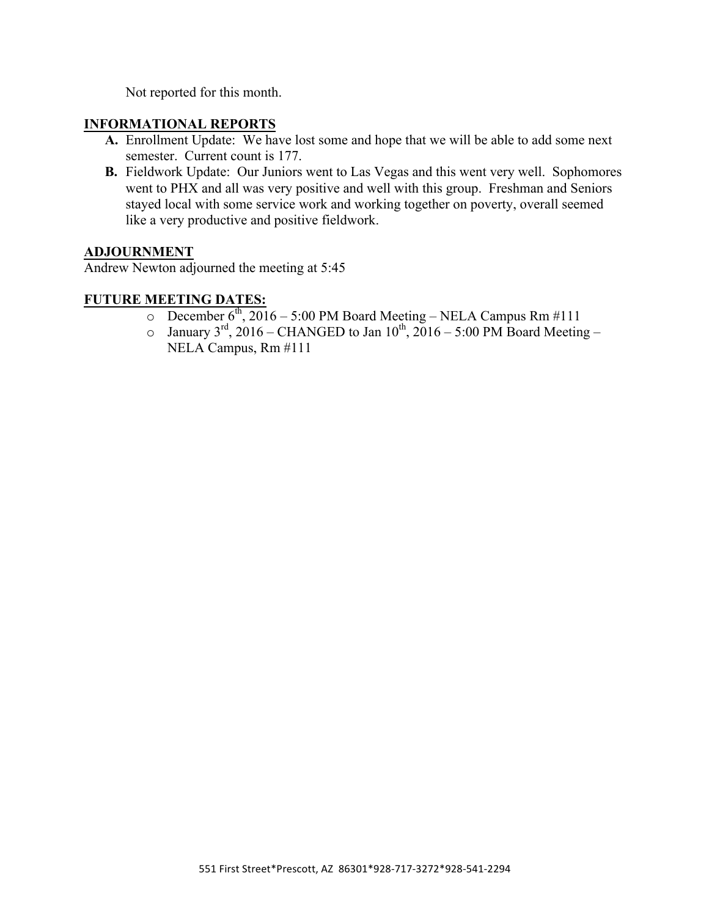Not reported for this month.

## INFORMATIONAL REPORTS

**A.** Enrollment Update: We have lost some and hope that we will be able to add some next semester. Current count is 177.

**B.** Fieldwork Update: Our Juniors went to Las Vegas and this went very well. Sophomores went to PHX and all was very positive and well with this group. Freshman and Seniors stayed local with some service work and working together on poverty, overall seemed like a very productive and positive fieldwork.

## ADJOURNMENT

Andrew Newton adjourned the meeting at 5:45

## FUTURE MEETING DATES:

- December 6th, 2016 – 5:00 PM Board Meeting – NELA Campus Rm #111
- January 3rd, 2016 – CHANGED to Jan 10th, 2016 – 5:00 PM Board Meeting – NELA Campus, Rm #111

551 First Street*Prescott, AZ 86301*928-717-3272*928-541-2294